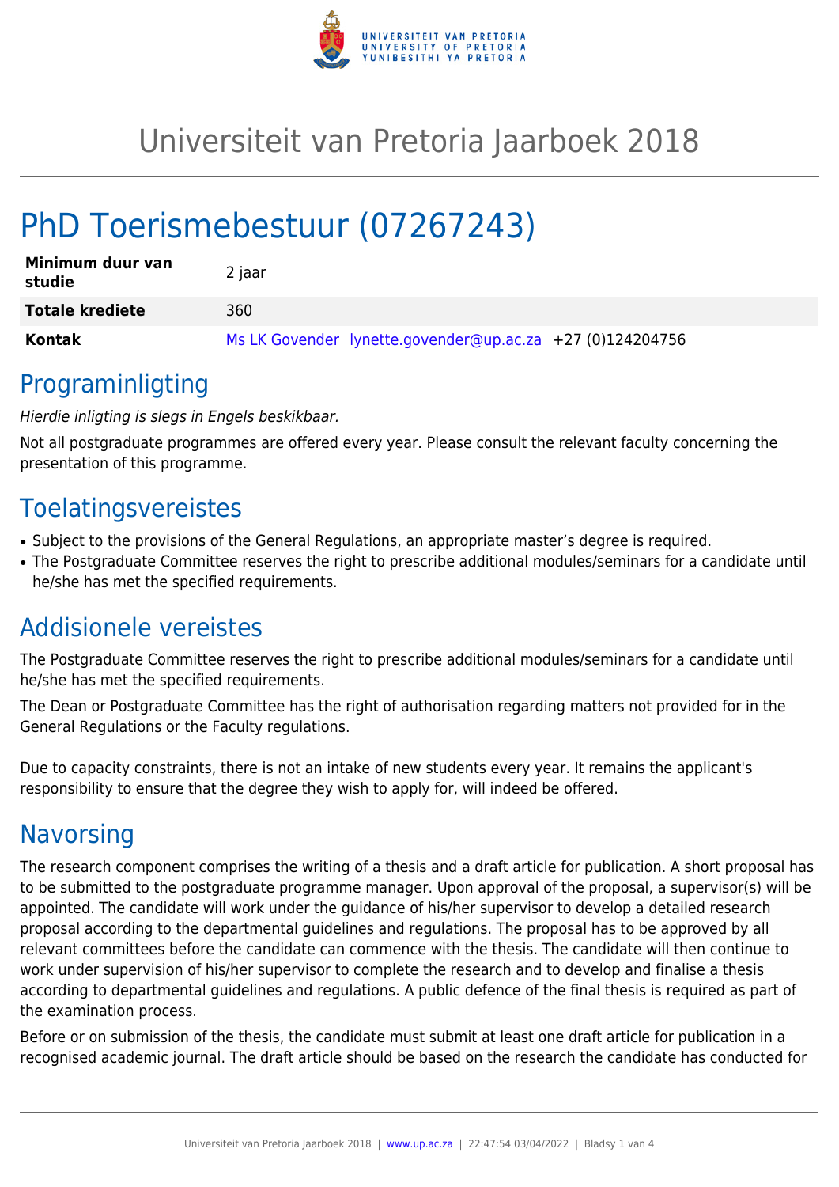# Universiteit van Pretoria Jaarboek 2018

# PhD Toerismebestuur (07267243)

| | |
|---|---|
| **Minimum duur van studie** | 2 jaar |
| **Totale krediete** | 360 |
| **Kontak** | Ms LK Govender lynette.govender@up.ac.za +27 (0)124204756 |

## Programinligting

*Hierdie inligting is slegs in Engels beskikbaar.*

Not all postgraduate programmes are offered every year. Please consult the relevant faculty concerning the presentation of this programme.

## Toelatingsvereistes

- Subject to the provisions of the General Regulations, an appropriate master's degree is required.
- The Postgraduate Committee reserves the right to prescribe additional modules/seminars for a candidate until he/she has met the specified requirements.

## Addisionele vereistes

The Postgraduate Committee reserves the right to prescribe additional modules/seminars for a candidate until he/she has met the specified requirements.

The Dean or Postgraduate Committee has the right of authorisation regarding matters not provided for in the General Regulations or the Faculty regulations.

Due to capacity constraints, there is not an intake of new students every year. It remains the applicant's responsibility to ensure that the degree they wish to apply for, will indeed be offered.

## Navorsing

The research component comprises the writing of a thesis and a draft article for publication. A short proposal has to be submitted to the postgraduate programme manager. Upon approval of the proposal, a supervisor(s) will be appointed. The candidate will work under the guidance of his/her supervisor to develop a detailed research proposal according to the departmental guidelines and regulations. The proposal has to be approved by all relevant committees before the candidate can commence with the thesis. The candidate will then continue to work under supervision of his/her supervisor to complete the research and to develop and finalise a thesis according to departmental guidelines and regulations. A public defence of the final thesis is required as part of the examination process.

Before or on submission of the thesis, the candidate must submit at least one draft article for publication in a recognised academic journal. The draft article should be based on the research the candidate has conducted for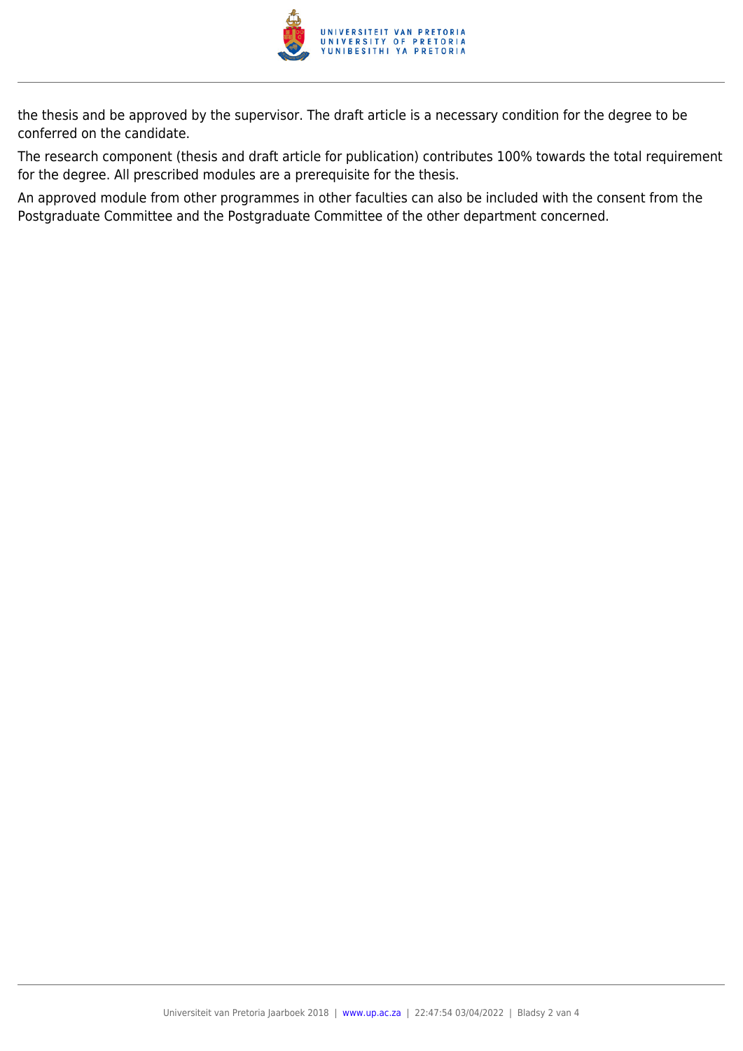the thesis and be approved by the supervisor. The draft article is a necessary condition for the degree to be conferred on the candidate.

The research component (thesis and draft article for publication) contributes 100% towards the total requirement for the degree. All prescribed modules are a prerequisite for the thesis.

An approved module from other programmes in other faculties can also be included with the consent from the Postgraduate Committee and the Postgraduate Committee of the other department concerned.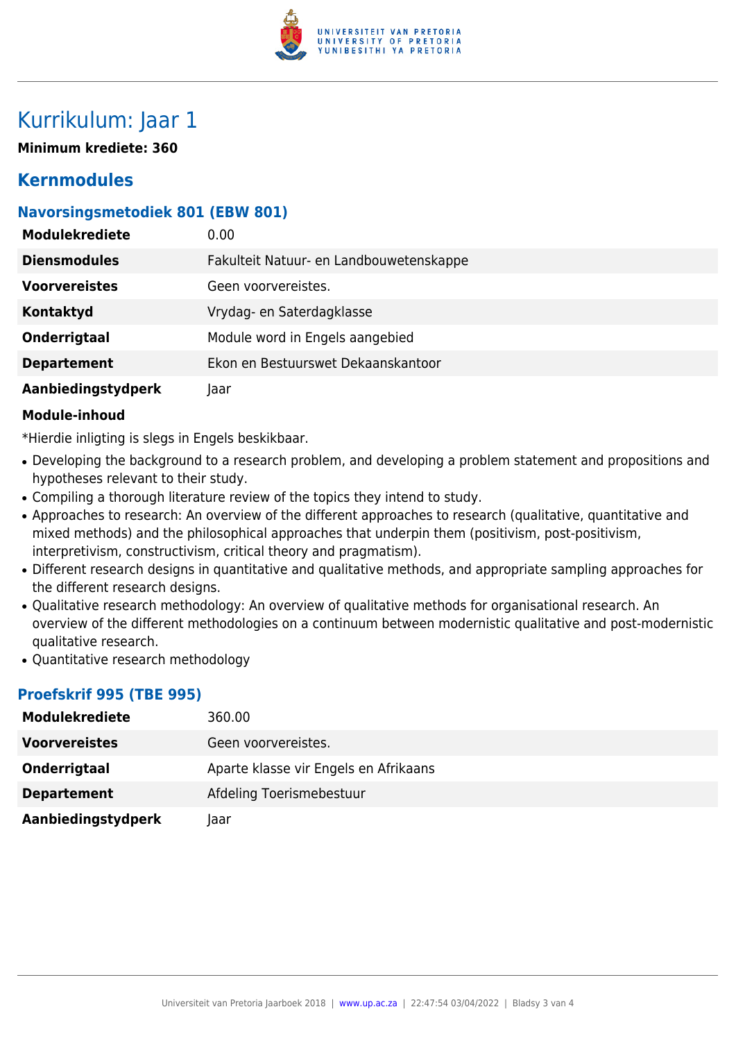# Kurrikulum: Jaar 1

**Minimum krediete: 360**

## Kernmodules

### Navorsingsmetodiek 801 (EBW 801)

| | |
|---|---|
| **Modulekrediete** | 0.00 |
| **Diensmodules** | Fakulteit Natuur- en Landbouwetenskappe |
| **Voorvereistes** | Geen voorvereistes. |
| **Kontaktyd** | Vrydag- en Saterdagklasse |
| **Onderrigtaal** | Module word in Engels aangebied |
| **Departement** | Ekon en Bestuurswet Dekaanskantoor |
| **Aanbiedingstydperk** | Jaar |

**Module-inhoud**

*Hierdie inligting is slegs in Engels beskikbaar.

- Developing the background to a research problem, and developing a problem statement and propositions and hypotheses relevant to their study.
- Compiling a thorough literature review of the topics they intend to study.
- Approaches to research: An overview of the different approaches to research (qualitative, quantitative and mixed methods) and the philosophical approaches that underpin them (positivism, post-positivism, interpretivism, constructivism, critical theory and pragmatism).
- Different research designs in quantitative and qualitative methods, and appropriate sampling approaches for the different research designs.
- Qualitative research methodology: An overview of qualitative methods for organisational research. An overview of the different methodologies on a continuum between modernistic qualitative and post-modernistic qualitative research.
- Quantitative research methodology

### Proefskrif 995 (TBE 995)

| | |
|---|---|
| **Modulekrediete** | 360.00 |
| **Voorvereistes** | Geen voorvereistes. |
| **Onderrigtaal** | Aparte klasse vir Engels en Afrikaans |
| **Departement** | Afdeling Toerismebestuur |
| **Aanbiedingstydperk** | Jaar |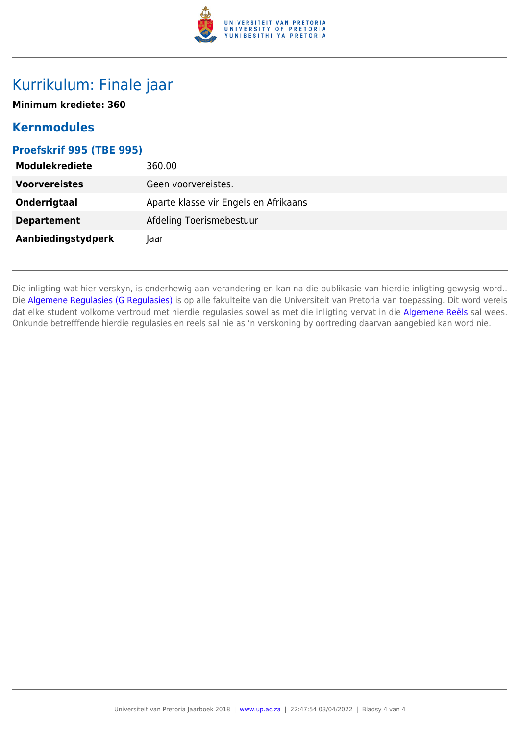# Kurrikulum: Finale jaar

**Minimum krediete: 360**

## Kernmodules

### Proefskrif 995 (TBE 995)

| | |
|---|---|
| **Modulekrediete** | 360.00 |
| **Voorvereistes** | Geen voorvereistes. |
| **Onderrigtaal** | Aparte klasse vir Engels en Afrikaans |
| **Departement** | Afdeling Toerismebestuur |
| **Aanbiedingstydperk** | Jaar |

Die inligting wat hier verskyn, is onderhewig aan verandering en kan na die publikasie van hierdie inligting gewysig word.. Die Algemene Regulasies (G Regulasies) is op alle fakulteite van die Universiteit van Pretoria van toepassing. Dit word vereis dat elke student volkome vertroud met hierdie regulasies sowel as met die inligting vervat in die Algemene Reëls sal wees. Onkunde betrefffende hierdie regulasies en reels sal nie as 'n verskoning by oortreding daarvan aangebied kan word nie.